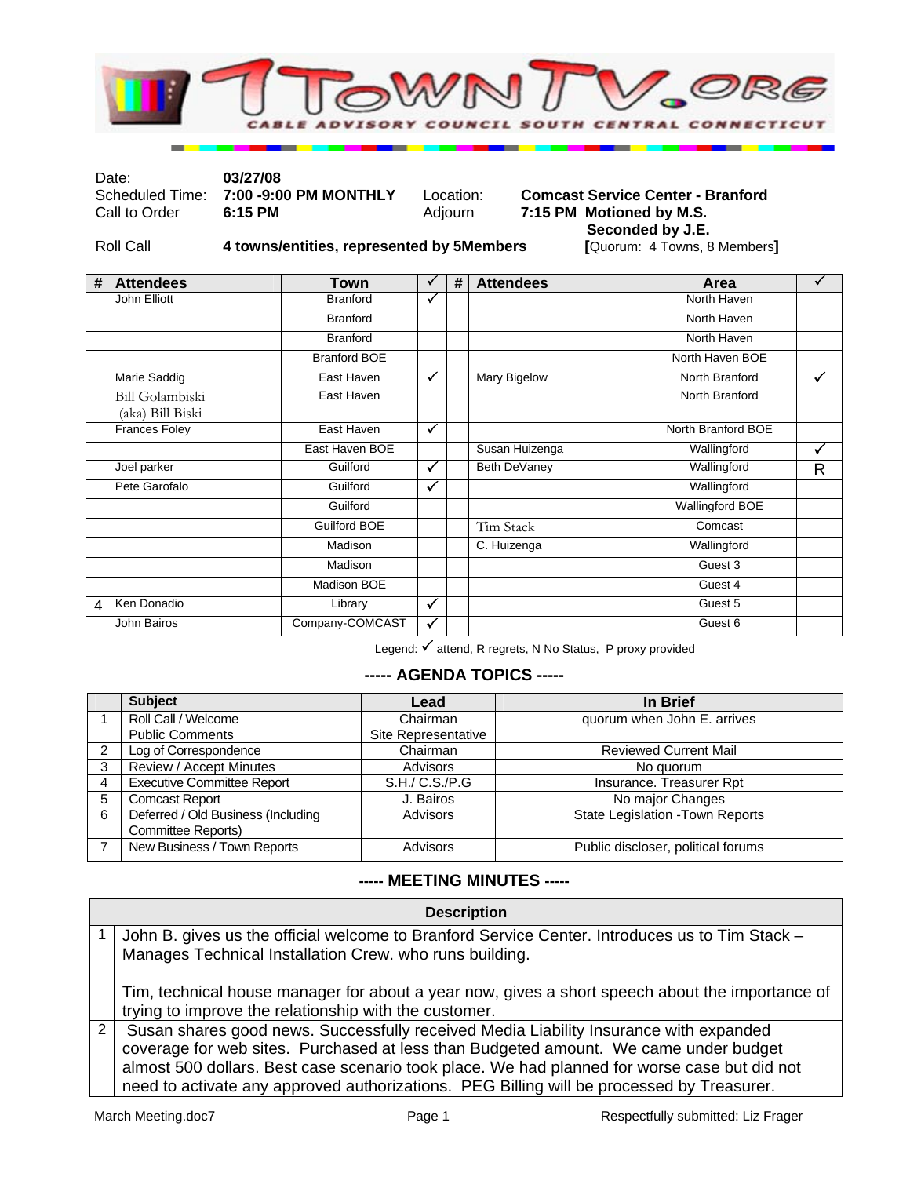# 1TownTV.org

CABLE ADVISORY COUNCIL SOUTH CENTRAL CONNECTICUT

| | | | |
|---|---|---|---|
| Date: | **03/27/08** | | |
| Scheduled Time: | **7:00 -9:00 PM MONTHLY** | Location: | **Comcast Service Center - Branford** |
| Call to Order | **6:15 PM** | Adjourn | **7:15 PM Motioned by M.S. Seconded by J.E.** |
| Roll Call | **4 towns/entities, represented by 5Members** | | **[**Quorum: 4 Towns, 8 Members**]** |

| # | Attendees | Town | ✓ | # | Attendees | Area | ✓ |
|---|---|---|---|---|---|---|---|
| | John Elliott | Branford | ✓ | | | North Haven | |
| | | Branford | | | | North Haven | |
| | | Branford | | | | North Haven | |
| | | Branford BOE | | | | North Haven BOE | |
| | Marie Saddig | East Haven | ✓ | | Mary Bigelow | North Branford | ✓ |
| | Bill Golambiski (aka) Bill Biski | East Haven | | | | North Branford | |
| | Frances Foley | East Haven | ✓ | | | North Branford BOE | |
| | | East Haven BOE | | | Susan Huizenga | Wallingford | ✓ |
| | Joel parker | Guilford | ✓ | | Beth DeVaney | Wallingford | R |
| | Pete Garofalo | Guilford | ✓ | | | Wallingford | |
| | | Guilford | | | | Wallingford BOE | |
| | | Guilford BOE | | | Tim Stack | Comcast | |
| | | Madison | | | C. Huizenga | Wallingford | |
| | | Madison | | | | Guest 3 | |
| | | Madison BOE | | | | Guest 4 | |
| 4 | Ken Donadio | Library | ✓ | | | Guest 5 | |
| | John Bairos | Company-COMCAST | ✓ | | | Guest 6 | |

Legend: ✓ attend, R regrets, N No Status, P proxy provided

## ----- AGENDA TOPICS -----

| | Subject | Lead | In Brief |
|---|---|---|---|
| 1 | Roll Call / Welcome<br>Public Comments | Chairman<br>Site Representative | quorum when John E. arrives |
| 2 | Log of Correspondence | Chairman | Reviewed Current Mail |
| 3 | Review / Accept Minutes | Advisors | No quorum |
| 4 | Executive Committee Report | S.H./ C.S./P.G | Insurance. Treasurer Rpt |
| 5 | Comcast Report | J. Bairos | No major Changes |
| 6 | Deferred / Old Business (Including Committee Reports) | Advisors | State Legislation -Town Reports |
| 7 | New Business / Town Reports | Advisors | Public discloser, political forums |

## ---- MEETING MINUTES -----

| | Description |
|---|---|
| 1 | John B. gives us the official welcome to Branford Service Center. Introduces us to Tim Stack – Manages Technical Installation Crew. who runs building.<br><br>Tim, technical house manager for about a year now, gives a short speech about the importance of trying to improve the relationship with the customer. |
| 2 | Susan shares good news. Successfully received Media Liability Insurance with expanded coverage for web sites. Purchased at less than Budgeted amount. We came under budget almost 500 dollars. Best case scenario took place. We had planned for worse case but did not need to activate any approved authorizations. PEG Billing will be processed by Treasurer. |

March Meeting.doc7 | Respectfully submitted: Liz Frager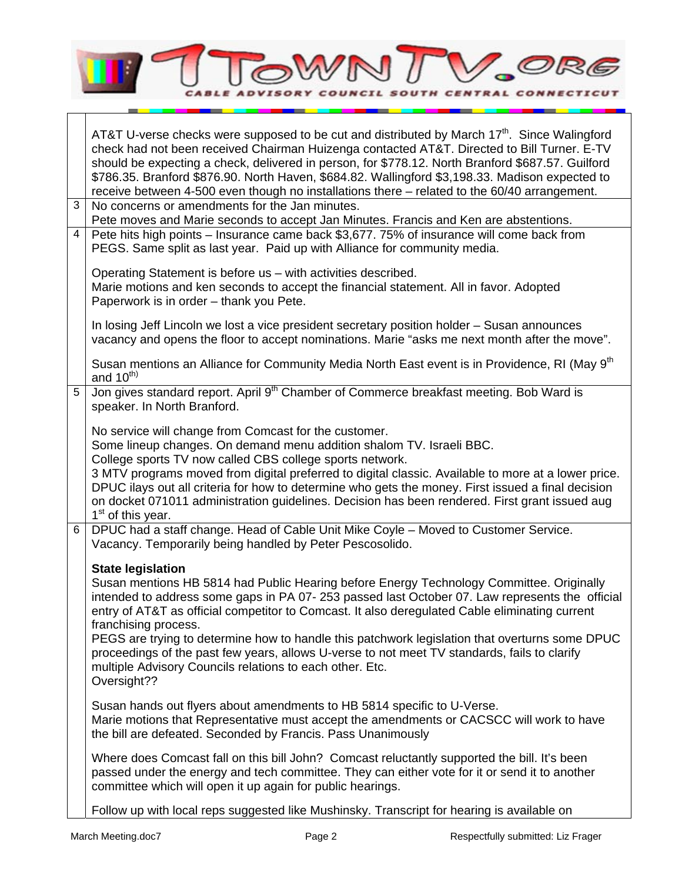| | |
|---|---|
| | AT&T U-verse checks were supposed to be cut and distributed by March 17th. Since Walingford check had not been received Chairman Huizenga contacted AT&T. Directed to Bill Turner. E-TV should be expecting a check, delivered in person, for $778.12. North Branford $687.57. Guilford $786.35. Branford $876.90. North Haven, $684.82. Wallingford $3,198.33. Madison expected to receive between 4-500 even though no installations there – related to the 60/40 arrangement. |
| 3 | No concerns or amendments for the Jan minutes.<br>Pete moves and Marie seconds to accept Jan Minutes. Francis and Ken are abstentions. |
| 4 | Pete hits high points – Insurance came back $3,677. 75% of insurance will come back from PEGS. Same split as last year. Paid up with Alliance for community media.<br><br>Operating Statement is before us – with activities described.<br>Marie motions and ken seconds to accept the financial statement. All in favor. Adopted<br>Paperwork is in order – thank you Pete.<br><br>In losing Jeff Lincoln we lost a vice president secretary position holder – Susan announces vacancy and opens the floor to accept nominations. Marie "asks me next month after the move".<br><br>Susan mentions an Alliance for Community Media North East event is in Providence, RI (May 9th and 10th) |
| 5 | Jon gives standard report. April 9th Chamber of Commerce breakfast meeting. Bob Ward is speaker. In North Branford.<br><br>No service will change from Comcast for the customer.<br>Some lineup changes. On demand menu addition shalom TV. Israeli BBC.<br>College sports TV now called CBS college sports network.<br>3 MTV programs moved from digital preferred to digital classic. Available to more at a lower price.<br>DPUC ilays out all criteria for how to determine who gets the money. First issued a final decision on docket 071011 administration guidelines. Decision has been rendered. First grant issued aug 1st of this year. |
| 6 | DPUC had a staff change. Head of Cable Unit Mike Coyle – Moved to Customer Service. Vacancy. Temporarily being handled by Peter Pescosolido.<br><br>**State legislation**<br>Susan mentions HB 5814 had Public Hearing before Energy Technology Committee. Originally intended to address some gaps in PA 07- 253 passed last October 07. Law represents the official entry of AT&T as official competitor to Comcast. It also deregulated Cable eliminating current franchising process.<br>PEGS are trying to determine how to handle this patchwork legislation that overturns some DPUC proceedings of the past few years, allows U-verse to not meet TV standards, fails to clarify multiple Advisory Councils relations to each other. Etc.<br>Oversight??<br><br>Susan hands out flyers about amendments to HB 5814 specific to U-Verse.<br>Marie motions that Representative must accept the amendments or CACSCC will work to have the bill are defeated. Seconded by Francis. Pass Unanimously<br><br>Where does Comcast fall on this bill John? Comcast reluctantly supported the bill. It's been passed under the energy and tech committee. They can either vote for it or send it to another committee which will open it up again for public hearings.<br><br>Follow up with local reps suggested like Mushinsky. Transcript for hearing is available on |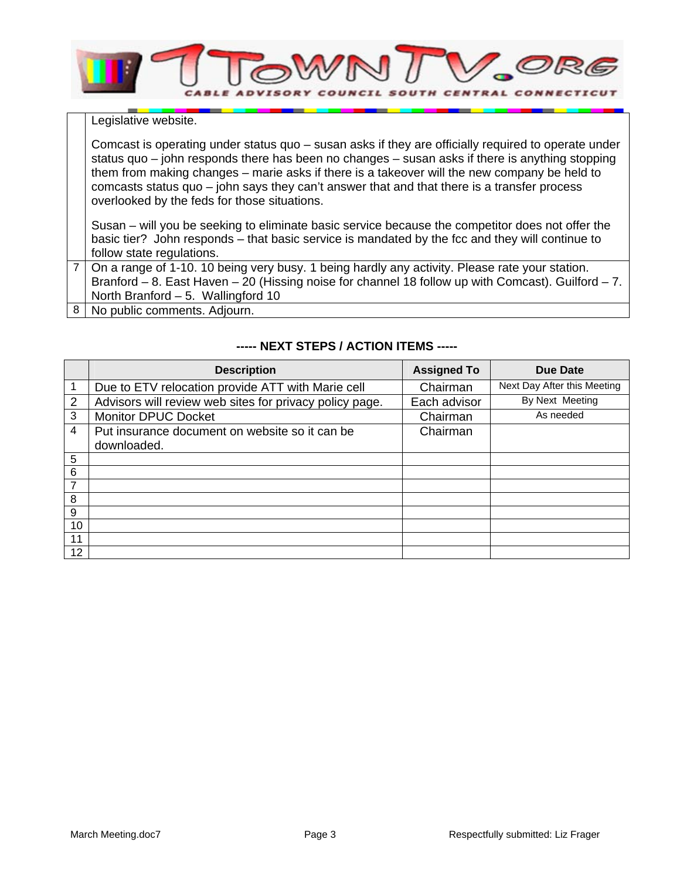| | |
|---|---|
| | Legislative website.<br><br>Comcast is operating under status quo – susan asks if they are officially required to operate under status quo – john responds there has been no changes – susan asks if there is anything stopping them from making changes – marie asks if there is a takeover will the new company be held to comcasts status quo – john says they can't answer that and that there is a transfer process overlooked by the feds for those situations.<br><br>Susan – will you be seeking to eliminate basic service because the competitor does not offer the basic tier? John responds – that basic service is mandated by the fcc and they will continue to follow state regulations. |
| 7 | On a range of 1-10. 10 being very busy. 1 being hardly any activity. Please rate your station. Branford – 8. East Haven – 20 (Hissing noise for channel 18 follow up with Comcast). Guilford – 7. North Branford – 5. Wallingford 10 |
| 8 | No public comments. Adjourn. |

**----- NEXT STEPS / ACTION ITEMS -----**

| | Description | Assigned To | Due Date |
|---|---|---|---|
| 1 | Due to ETV relocation provide ATT with Marie cell | Chairman | Next Day After this Meeting |
| 2 | Advisors will review web sites for privacy policy page. | Each advisor | By Next Meeting |
| 3 | Monitor DPUC Docket | Chairman | As needed |
| 4 | Put insurance document on website so it can be downloaded. | Chairman | |
| 5 | | | |
| 6 | | | |
| 7 | | | |
| 8 | | | |
| 9 | | | |
| 10 | | | |
| 11 | | | |
| 12 | | | |

Respectfully submitted: Liz Frager